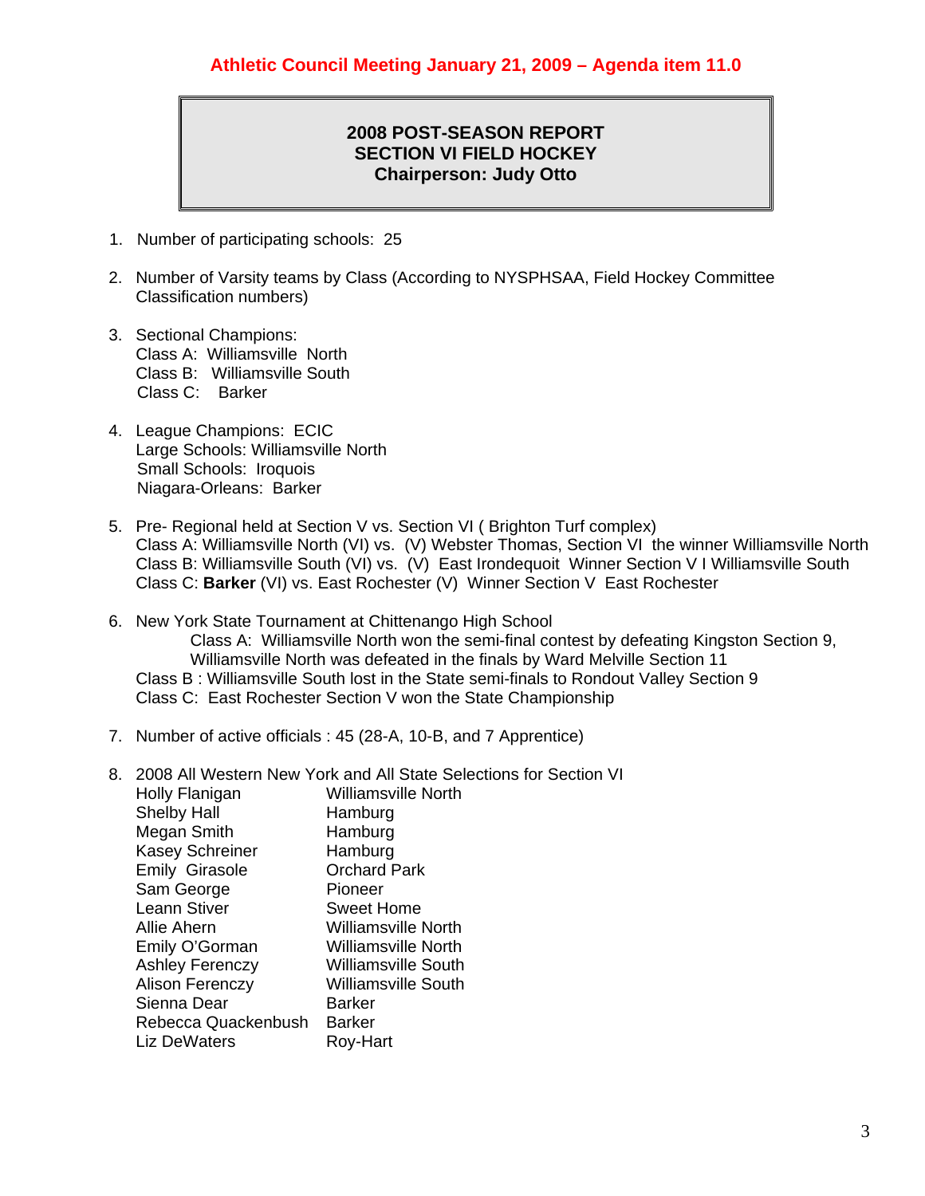**Athletic Council Meeting January 21, 2009 – Agenda item 11.0**

## 2008 POST-SEASON REPORT
## SECTION VI FIELD HOCKEY
## Chairperson: Judy Otto

1. Number of participating schools: 25

2. Number of Varsity teams by Class (According to NYSPHSAA, Field Hockey Committee Classification numbers)

3. Sectional Champions:
   Class A: Williamsville North
   Class B: Williamsville South
   Class C: Barker

4. League Champions: ECIC
   Large Schools: Williamsville North
   Small Schools: Iroquois
   Niagara-Orleans: Barker

5. Pre- Regional held at Section V vs. Section VI ( Brighton Turf complex)
   Class A: Williamsville North (VI) vs. (V) Webster Thomas, Section VI the winner Williamsville North
   Class B: Williamsville South (VI) vs. (V) East Irondequoit Winner Section V I Williamsville South
   Class C: **Barker** (VI) vs. East Rochester (V) Winner Section V East Rochester

6. New York State Tournament at Chittenango High School
   Class A: Williamsville North won the semi-final contest by defeating Kingston Section 9, Williamsville North was defeated in the finals by Ward Melville Section 11
   Class B : Williamsville South lost in the State semi-finals to Rondout Valley Section 9
   Class C: East Rochester Section V won the State Championship

7. Number of active officials : 45 (28-A, 10-B, and 7 Apprentice)

8. 2008 All Western New York and All State Selections for Section VI

| | |
|---|---|
| Holly Flanigan | Williamsville North |
| Shelby Hall | Hamburg |
| Megan Smith | Hamburg |
| Kasey Schreiner | Hamburg |
| Emily Girasole | Orchard Park |
| Sam George | Pioneer |
| Leann Stiver | Sweet Home |
| Allie Ahern | Williamsville North |
| Emily O'Gorman | Williamsville North |
| Ashley Ferenczy | Williamsville South |
| Alison Ferenczy | Williamsville South |
| Sienna Dear | Barker |
| Rebecca Quackenbush | Barker |
| Liz DeWaters | Roy-Hart |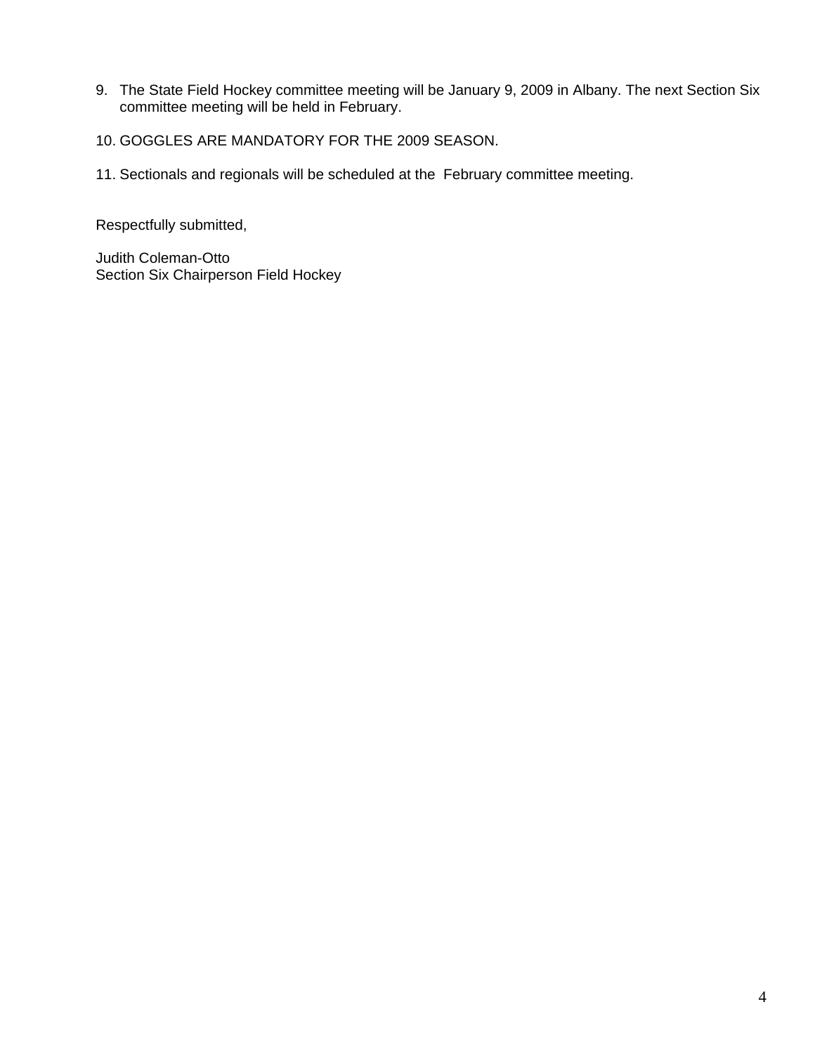9. The State Field Hockey committee meeting will be January 9, 2009 in Albany. The next Section Six committee meeting will be held in February.

10. GOGGLES ARE MANDATORY FOR THE 2009 SEASON.

11. Sectionals and regionals will be scheduled at the February committee meeting.

Respectfully submitted,

Judith Coleman-Otto
Section Six Chairperson Field Hockey